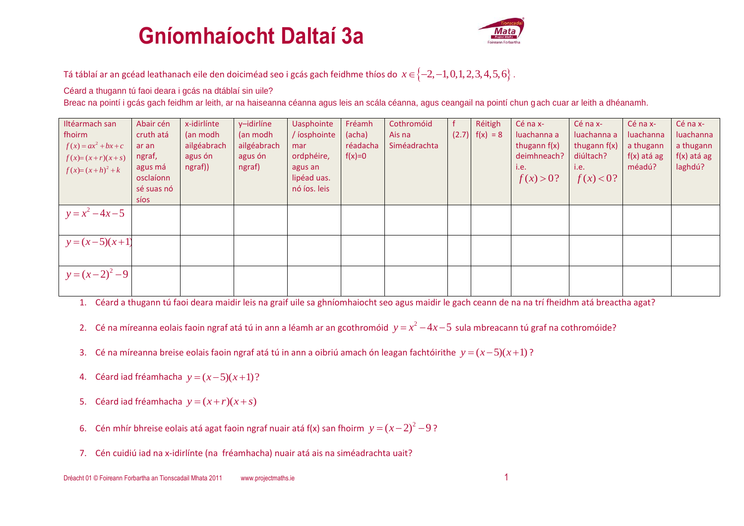# Gníomhaíocht Daltaí 3a

Tá táblaí ar an gcéad leathanach eile den doiciméad seo i gcás gach feidhme thíos do $x \in \{-2,-1,0,1,2,3,4,5,6\}$.

Céard a thugann tú faoi deara i gcás na dtáblaí sin uile?

Breac na pointí i gcás gach feidhm ar leith, ar na haiseanna céanna agus leis an scála céanna, agus ceangail na pointí chun gach cuar ar leith a dhéanamh.

| Iltéarmach san fhoirm $f(x)=ax^2+bx+c$ $f(x)=(x+r)(x+s)$ $f(x)=(x+h)^2+k$ | Abair cén cruth atá ar an ngraf, agus má osclaíonn sé suas nó síos | x-idirlínte (an modh ailgéabrach agus ón ngraf)) | y–idirlíne (an modh ailgéabrach agus ón ngraf) | Uasphointe / íosphointe mar ordphéire, agus an lipéad uas. nó íos. leis | Fréamh (acha) réadacha f(x)=0 | Cothromóid Ais na Siméadrachta | f (2.7) | Réitigh f(x) = 8 | Cé na x-luachanna a thugann f(x) deimhneach? i.e. $f(x)>0$? | Cé na x-luachanna a thugann f(x) diúltach? i.e. $f(x)<0$? | Cé na x-luachanna a thugann f(x) atá ag méadú? | Cé na x-luachanna a thugann f(x) atá ag laghdú? |
|---|---|---|---|---|---|---|---|---|---|---|---|---|
| $y=x^2-4x-5$ | | | | | | | | | | | | |
| $y=(x-5)(x+1)$ | | | | | | | | | | | | |
| $y=(x-2)^2-9$ | | | | | | | | | | | | |

1. Céard a thugann tú faoi deara maidir leis na graif uile sa ghníomhaiocht seo agus maidir le gach ceann de na na trí fheidhm atá breactha agat?
2. Cé na míreanna eolais faoin ngraf atá tú in ann a léamh ar an gcothromóid $y=x^2-4x-5$ sula mbreacann tú graf na cothromóide?
3. Cé na míreanna breise eolais faoin ngraf atá tú in ann a oibriú amach ón leagan fachtóirithe $y=(x-5)(x+1)$?
4. Céard iad fréamhacha $y=(x-5)(x+1)$?
5. Céard iad fréamhacha $y=(x+r)(x+s)$
6. Cén mhír bhreise eolais atá agat faoin ngraf nuair atá f(x) san fhoirm $y=(x-2)^2-9$?
7. Cén cuidiú iad na x-idirlínte (na fréamhacha) nuair atá ais na siméadrachta uait?

Dréacht 01 © Foireann Forbartha an Tionscadail Mhata 2011 www.projectmaths.ie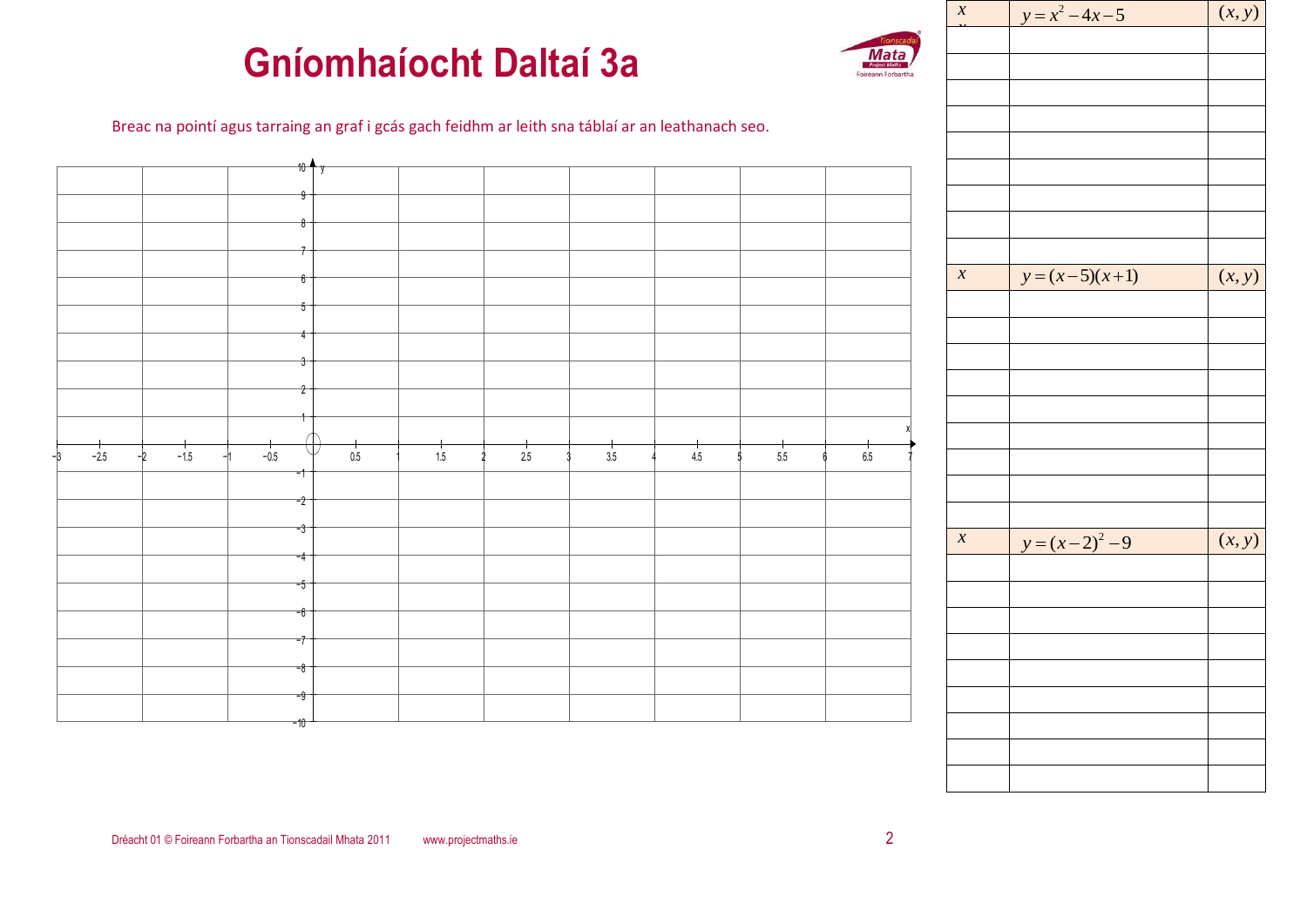# Gníomhaíocht Daltaí 3a

Breac na pointí agus tarraing an graf i gcás gach feidhm ar leith sna táblaí ar an leathanach seo.

y
10
9
8
7
6
5
4
3
2
1
−1
−2
−3
−4
−5
−6
−7
−8
−9
−10

x
−3 −2.5 −2 −1.5 −1 −0.5 0.5 1 1.5 2 2.5 3 3.5 4 4.5 5 5.5 6 6.5 7

| $x$ | $y = x^2 - 4x - 5$ | $(x, y)$ |
|---|---|---|
| | | |
| | | |
| | | |
| | | |
| | | |
| | | |
| | | |
| | | |
| | | |

| $x$ | $y = (x-5)(x+1)$ | $(x, y)$ |
|---|---|---|
| | | |
| | | |
| | | |
| | | |
| | | |
| | | |
| | | |
| | | |
| | | |

| $x$ | $y = (x-2)^2 - 9$ | $(x, y)$ |
|---|---|---|
| | | |
| | | |
| | | |
| | | |
| | | |
| | | |
| | | |
| | | |
| | | |

Dréacht 01 © Foireann Forbartha an Tionscadail Mhata 2011 www.projectmaths.ie